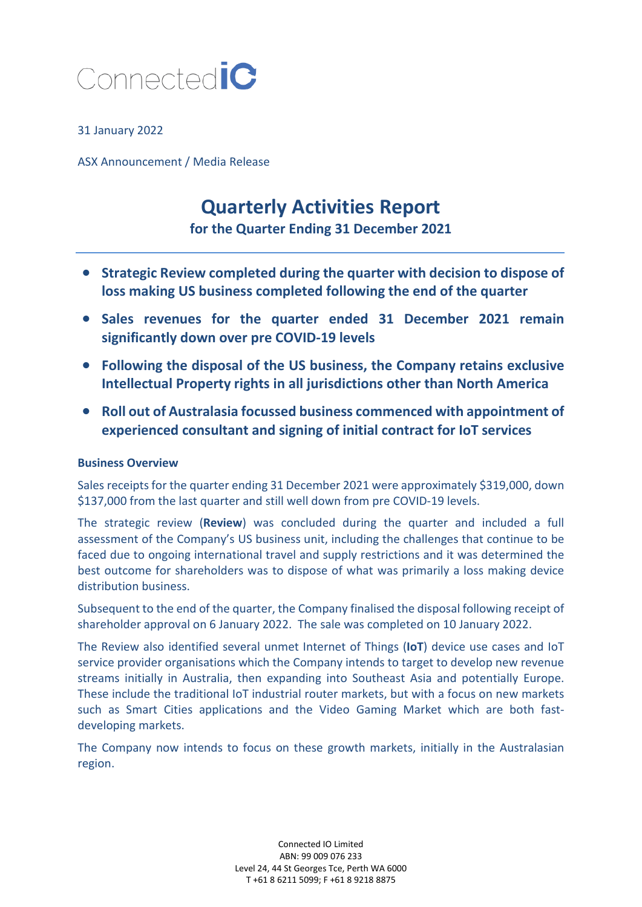ConnectedIC

31 January 2022

ASX Announcement / Media Release

# Quarterly Activities Report

## for the Quarter Ending 31 December 2021

- **Strategic Review completed during the quarter with decision to dispose of loss making US business completed following the end of the quarter**
- **Sales revenues for the quarter ended 31 December 2021 remain significantly down over pre COVID-19 levels**
- **Following the disposal of the US business, the Company retains exclusive Intellectual Property rights in all jurisdictions other than North America**
- **Roll out of Australasia focussed business commenced with appointment of experienced consultant and signing of initial contract for IoT services**

### Business Overview

Sales receipts for the quarter ending 31 December 2021 were approximately $319,000, down $137,000 from the last quarter and still well down from pre COVID-19 levels.

The strategic review (**Review**) was concluded during the quarter and included a full assessment of the Company's US business unit, including the challenges that continue to be faced due to ongoing international travel and supply restrictions and it was determined the best outcome for shareholders was to dispose of what was primarily a loss making device distribution business.

Subsequent to the end of the quarter, the Company finalised the disposal following receipt of shareholder approval on 6 January 2022. The sale was completed on 10 January 2022.

The Review also identified several unmet Internet of Things (**IoT**) device use cases and IoT service provider organisations which the Company intends to target to develop new revenue streams initially in Australia, then expanding into Southeast Asia and potentially Europe. These include the traditional IoT industrial router markets, but with a focus on new markets such as Smart Cities applications and the Video Gaming Market which are both fast-developing markets.

The Company now intends to focus on these growth markets, initially in the Australasian region.

Connected IO Limited
ABN: 99 009 076 233
Level 24, 44 St Georges Tce, Perth WA 6000
T +61 8 6211 5099; F +61 8 9218 8875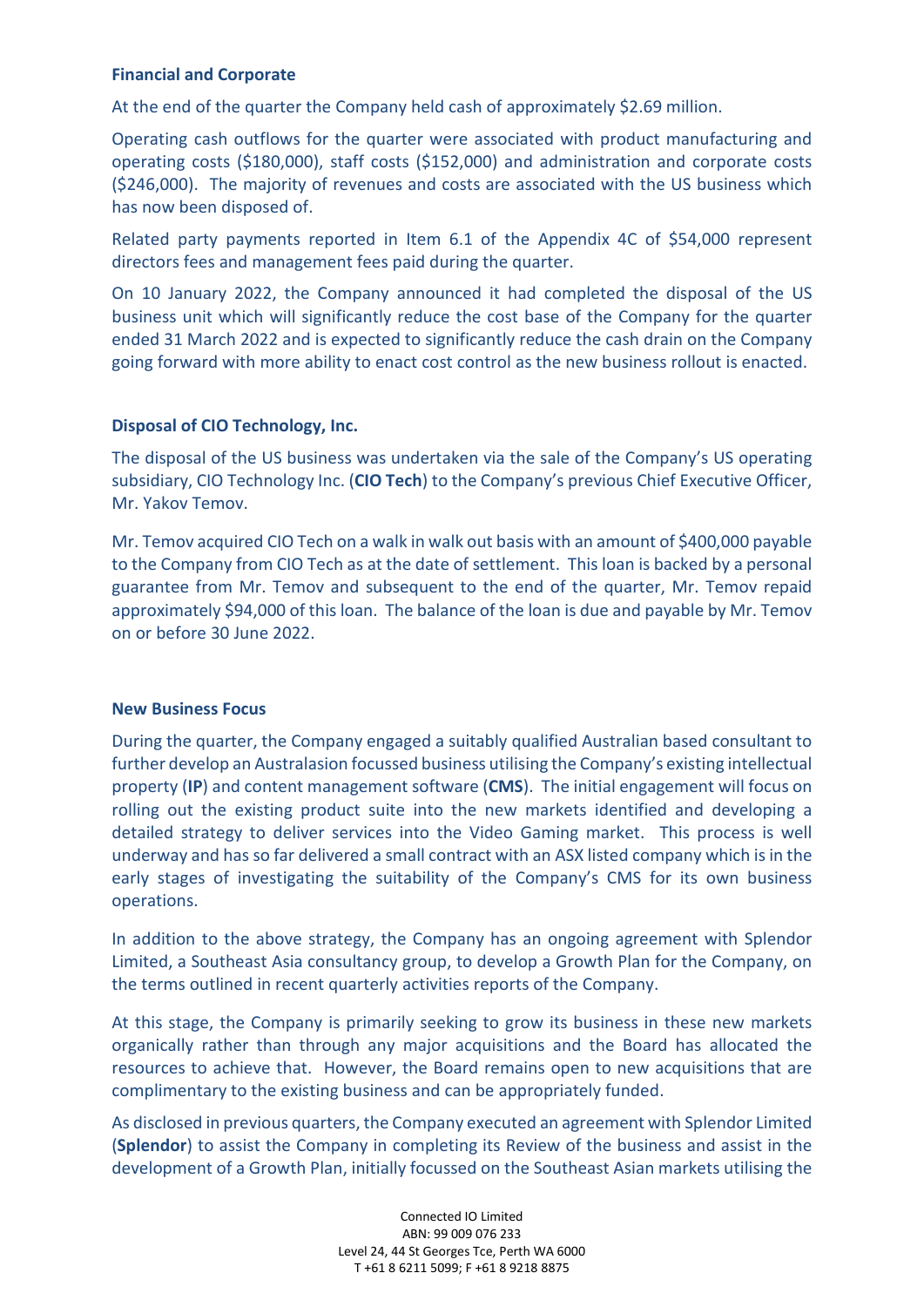### Financial and Corporate

At the end of the quarter the Company held cash of approximately $2.69 million.

Operating cash outflows for the quarter were associated with product manufacturing and operating costs ($180,000), staff costs ($152,000) and administration and corporate costs ($246,000). The majority of revenues and costs are associated with the US business which has now been disposed of.

Related party payments reported in Item 6.1 of the Appendix 4C of $54,000 represent directors fees and management fees paid during the quarter.

On 10 January 2022, the Company announced it had completed the disposal of the US business unit which will significantly reduce the cost base of the Company for the quarter ended 31 March 2022 and is expected to significantly reduce the cash drain on the Company going forward with more ability to enact cost control as the new business rollout is enacted.

### Disposal of CIO Technology, Inc.

The disposal of the US business was undertaken via the sale of the Company's US operating subsidiary, CIO Technology Inc. (**CIO Tech**) to the Company's previous Chief Executive Officer, Mr. Yakov Temov.

Mr. Temov acquired CIO Tech on a walk in walk out basis with an amount of $400,000 payable to the Company from CIO Tech as at the date of settlement. This loan is backed by a personal guarantee from Mr. Temov and subsequent to the end of the quarter, Mr. Temov repaid approximately $94,000 of this loan. The balance of the loan is due and payable by Mr. Temov on or before 30 June 2022.

### New Business Focus

During the quarter, the Company engaged a suitably qualified Australian based consultant to further develop an Australasion focussed business utilising the Company's existing intellectual property (**IP**) and content management software (**CMS**). The initial engagement will focus on rolling out the existing product suite into the new markets identified and developing a detailed strategy to deliver services into the Video Gaming market. This process is well underway and has so far delivered a small contract with an ASX listed company which is in the early stages of investigating the suitability of the Company's CMS for its own business operations.

In addition to the above strategy, the Company has an ongoing agreement with Splendor Limited, a Southeast Asia consultancy group, to develop a Growth Plan for the Company, on the terms outlined in recent quarterly activities reports of the Company.

At this stage, the Company is primarily seeking to grow its business in these new markets organically rather than through any major acquisitions and the Board has allocated the resources to achieve that. However, the Board remains open to new acquisitions that are complimentary to the existing business and can be appropriately funded.

As disclosed in previous quarters, the Company executed an agreement with Splendor Limited (**Splendor**) to assist the Company in completing its Review of the business and assist in the development of a Growth Plan, initially focussed on the Southeast Asian markets utilising the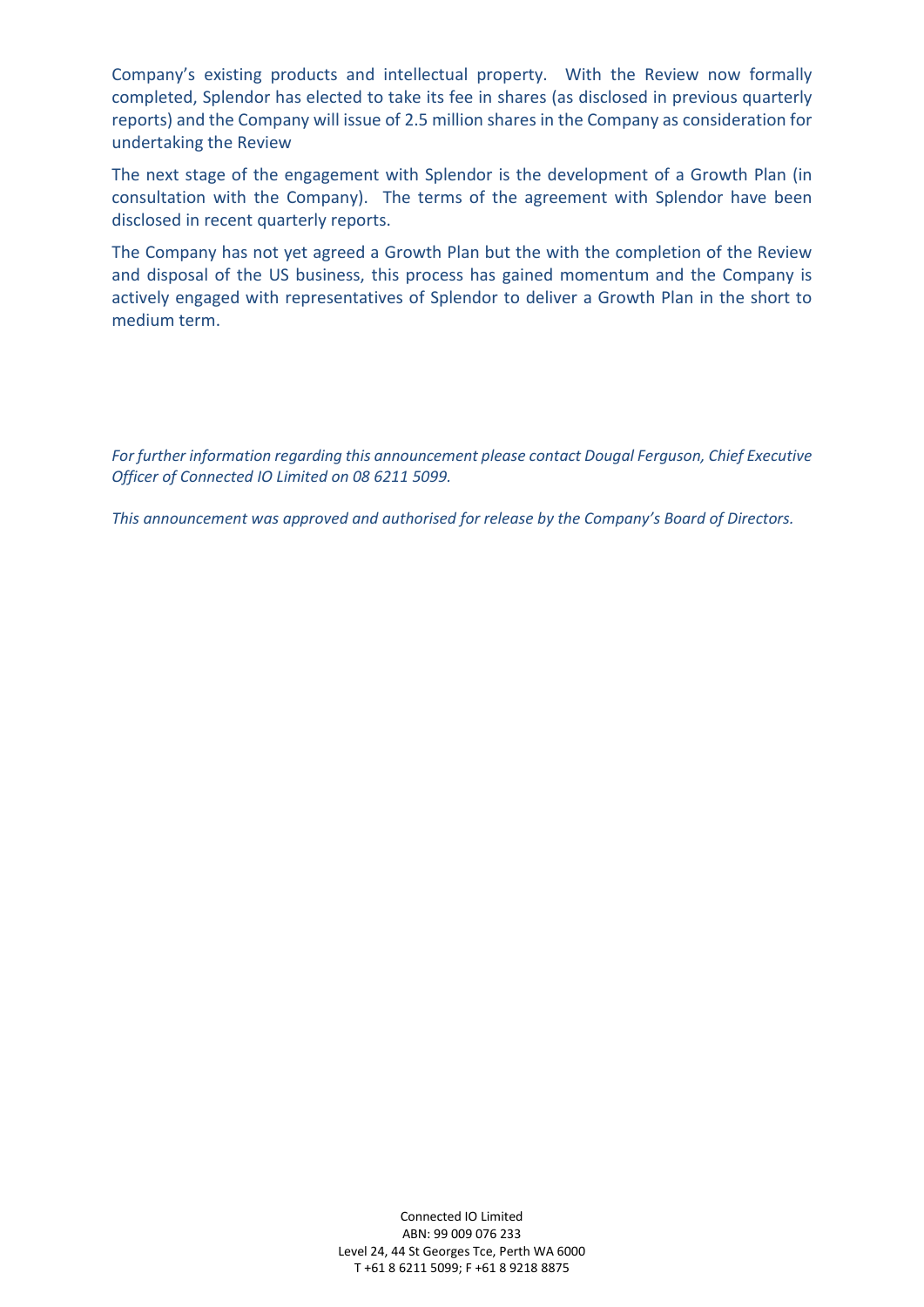Company's existing products and intellectual property. With the Review now formally completed, Splendor has elected to take its fee in shares (as disclosed in previous quarterly reports) and the Company will issue of 2.5 million shares in the Company as consideration for undertaking the Review

The next stage of the engagement with Splendor is the development of a Growth Plan (in consultation with the Company). The terms of the agreement with Splendor have been disclosed in recent quarterly reports.

The Company has not yet agreed a Growth Plan but the with the completion of the Review and disposal of the US business, this process has gained momentum and the Company is actively engaged with representatives of Splendor to deliver a Growth Plan in the short to medium term.

*For further information regarding this announcement please contact Dougal Ferguson, Chief Executive Officer of Connected IO Limited on 08 6211 5099.*

*This announcement was approved and authorised for release by the Company's Board of Directors.*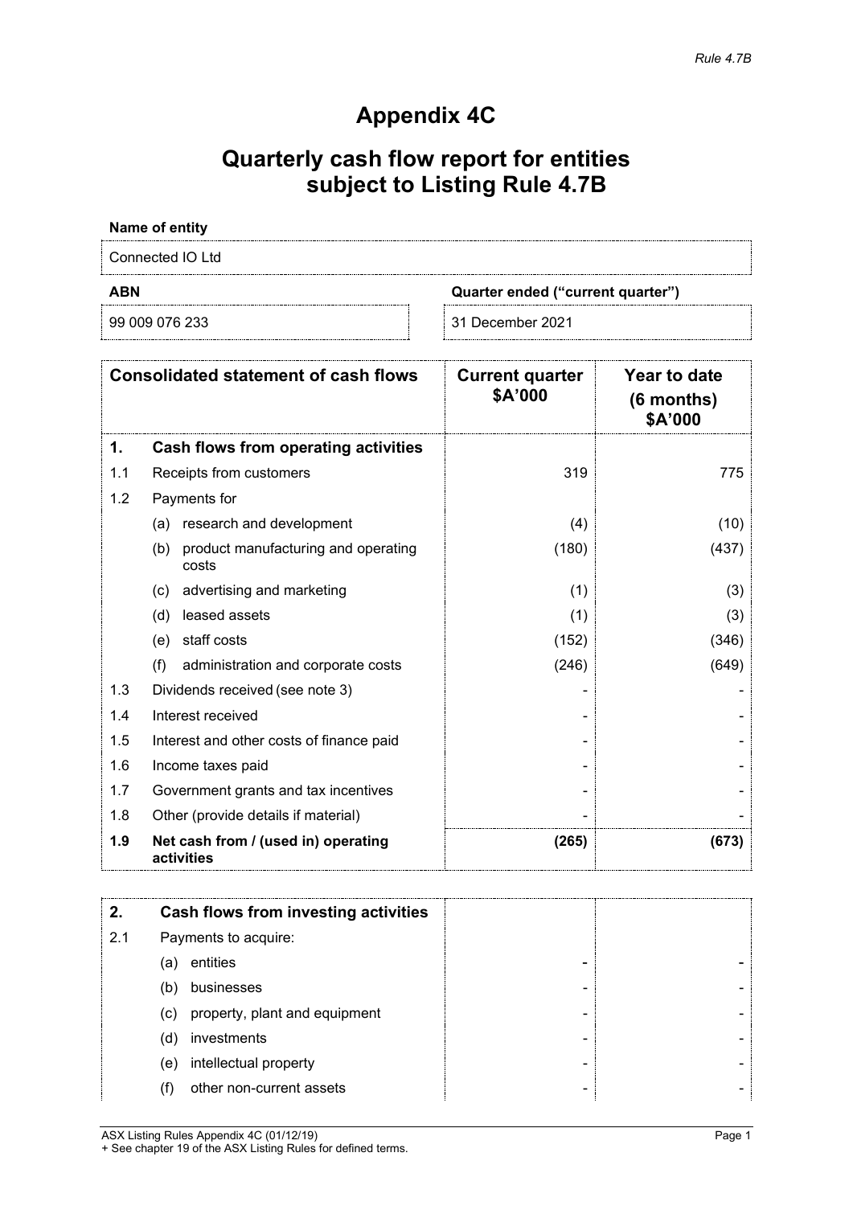*Rule 4.7B*

# Appendix 4C

# Quarterly cash flow report for entities subject to Listing Rule 4.7B

| Name of entity | |
|---|---|
| Connected IO Ltd | |
| **ABN** | **Quarter ended ("current quarter")** |
| 99 009 076 233 | 31 December 2021 |

| **Consolidated statement of cash flows** | | **Current quarter $A'000** | **Year to date (6 months) $A'000** |
|---|---|---|---|
| **1.** | **Cash flows from operating activities** | | |
| 1.1 | Receipts from customers | 319 | 775 |
| 1.2 | Payments for | | |
| | (a) research and development | (4) | (10) |
| | (b) product manufacturing and operating costs | (180) | (437) |
| | (c) advertising and marketing | (1) | (3) |
| | (d) leased assets | (1) | (3) |
| | (e) staff costs | (152) | (346) |
| | (f) administration and corporate costs | (246) | (649) |
| 1.3 | Dividends received (see note 3) | - | - |
| 1.4 | Interest received | - | - |
| 1.5 | Interest and other costs of finance paid | - | - |
| 1.6 | Income taxes paid | - | - |
| 1.7 | Government grants and tax incentives | - | - |
| 1.8 | Other (provide details if material) | - | - |
| **1.9** | **Net cash from / (used in) operating activities** | **(265)** | **(673)** |

| | | | |
|---|---|---|---|
| **2.** | **Cash flows from investing activities** | | |
| 2.1 | Payments to acquire: | | |
| | (a) entities | - | - |
| | (b) businesses | - | - |
| | (c) property, plant and equipment | - | - |
| | (d) investments | - | - |
| | (e) intellectual property | - | - |
| | (f) other non-current assets | - | - |

ASX Listing Rules Appendix 4C (01/12/19)
+ See chapter 19 of the ASX Listing Rules for defined terms.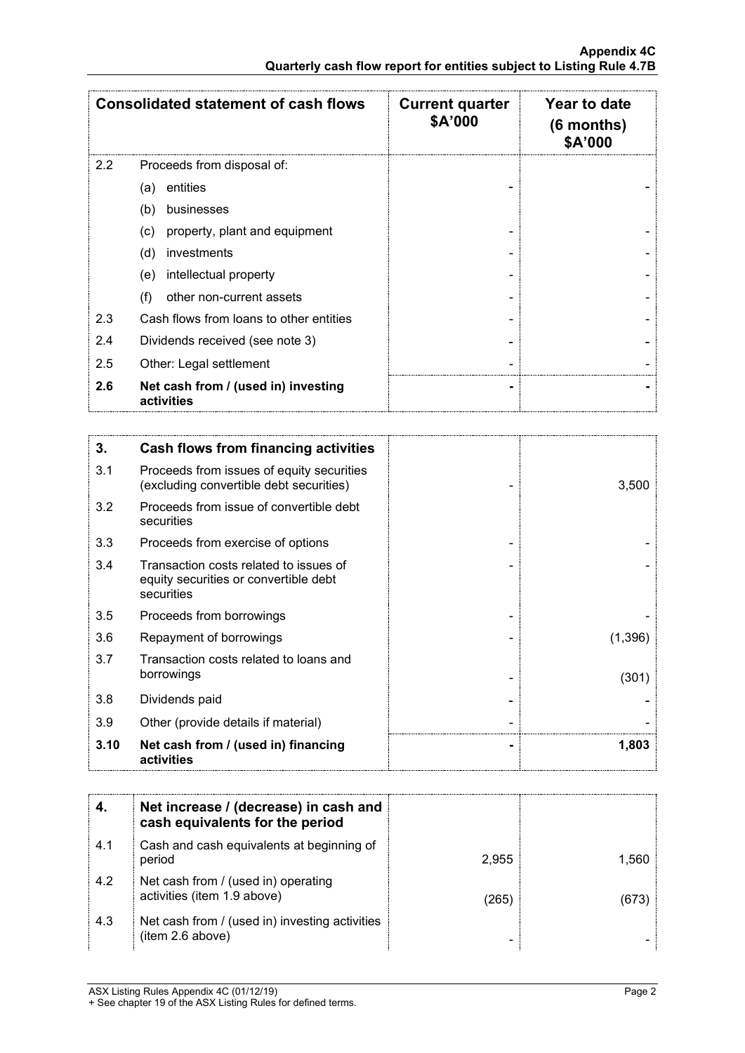| Consolidated statement of cash flows | | Current quarter $A'000 | Year to date (6 months) $A'000 |
|---|---|---|---|
| 2.2 | Proceeds from disposal of: | | |
| | (a) entities | - | - |
| | (b) businesses | | |
| | (c) property, plant and equipment | - | - |
| | (d) investments | - | - |
| | (e) intellectual property | - | - |
| | (f) other non-current assets | - | - |
| 2.3 | Cash flows from loans to other entities | - | - |
| 2.4 | Dividends received (see note 3) | - | - |
| 2.5 | Other: Legal settlement | - | - |
| **2.6** | **Net cash from / (used in) investing activities** | **-** | **-** |

| **3.** | **Cash flows from financing activities** | | |
|---|---|---|---|
| 3.1 | Proceeds from issues of equity securities (excluding convertible debt securities) | - | 3,500 |
| 3.2 | Proceeds from issue of convertible debt securities | | |
| 3.3 | Proceeds from exercise of options | - | - |
| 3.4 | Transaction costs related to issues of equity securities or convertible debt securities | - | - |
| 3.5 | Proceeds from borrowings | - | - |
| 3.6 | Repayment of borrowings | - | (1,396) |
| 3.7 | Transaction costs related to loans and borrowings | - | (301) |
| 3.8 | Dividends paid | - | - |
| 3.9 | Other (provide details if material) | - | - |
| **3.10** | **Net cash from / (used in) financing activities** | **-** | **1,803** |

| **4.** | **Net increase / (decrease) in cash and cash equivalents for the period** | | |
|---|---|---|---|
| 4.1 | Cash and cash equivalents at beginning of period | 2,955 | 1,560 |
| 4.2 | Net cash from / (used in) operating activities (item 1.9 above) | (265) | (673) |
| 4.3 | Net cash from / (used in) investing activities (item 2.6 above) | - | - |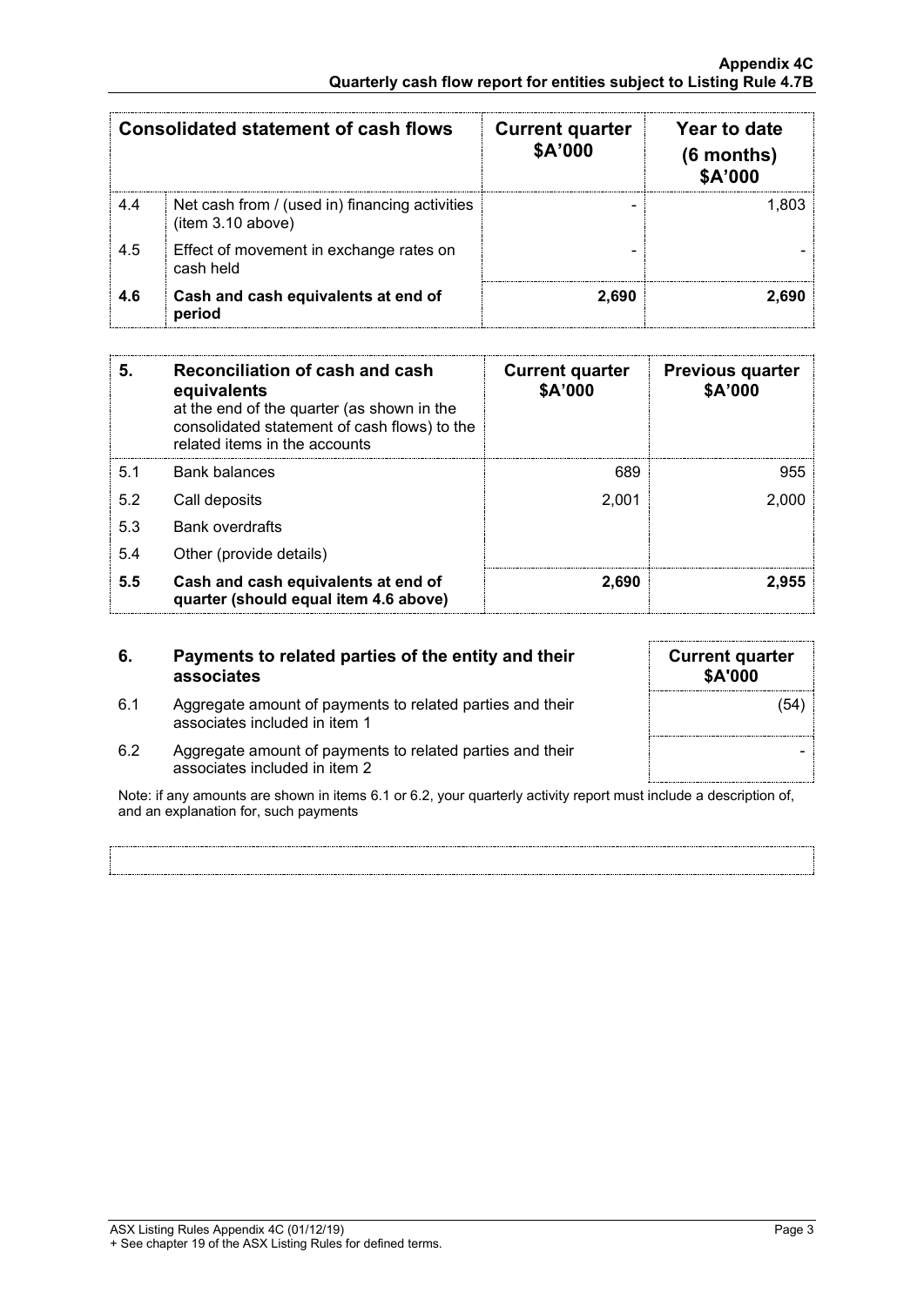| Consolidated statement of cash flows | | Current quarter $A'000 | Year to date (6 months) $A'000 |
|---|---|---|---|
| 4.4 | Net cash from / (used in) financing activities (item 3.10 above) | - | 1,803 |
| 4.5 | Effect of movement in exchange rates on cash held | - | - |
| **4.6** | **Cash and cash equivalents at end of period** | **2,690** | **2,690** |

| **5.** | **Reconciliation of cash and cash equivalents** at the end of the quarter (as shown in the consolidated statement of cash flows) to the related items in the accounts | **Current quarter $A'000** | **Previous quarter $A'000** |
|---|---|---|---|
| 5.1 | Bank balances | 689 | 955 |
| 5.2 | Call deposits | 2,001 | 2,000 |
| 5.3 | Bank overdrafts | | |
| 5.4 | Other (provide details) | | |
| **5.5** | **Cash and cash equivalents at end of quarter (should equal item 4.6 above)** | **2,690** | **2,955** |

| **6.** | **Payments to related parties of the entity and their associates** | **Current quarter $A'000** |
|---|---|---|
| 6.1 | Aggregate amount of payments to related parties and their associates included in item 1 | (54) |
| 6.2 | Aggregate amount of payments to related parties and their associates included in item 2 | - |

Note: if any amounts are shown in items 6.1 or 6.2, your quarterly activity report must include a description of, and an explanation for, such payments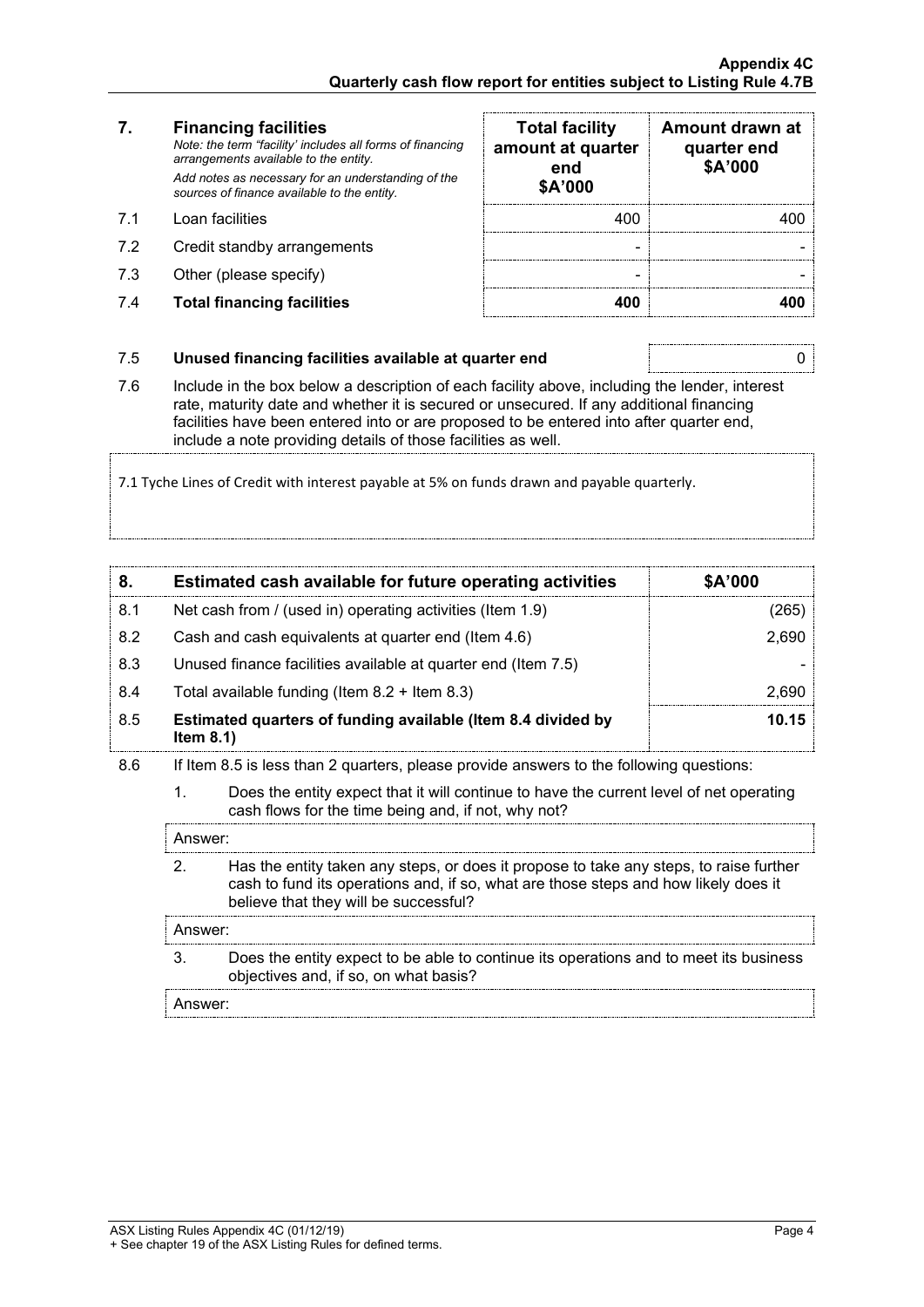| 7. | **Financing facilities** *Note: the term "facility' includes all forms of financing arrangements available to the entity.* *Add notes as necessary for an understanding of the sources of finance available to the entity.* | **Total facility amount at quarter end $A'000** | **Amount drawn at quarter end $A'000** |
|---|---|---|---|
| 7.1 | Loan facilities | 400 | 400 |
| 7.2 | Credit standby arrangements | - | - |
| 7.3 | Other (please specify) | - | - |
| 7.4 | **Total financing facilities** | **400** | **400** |

| | | |
|---|---|---|
| 7.5 | **Unused financing facilities available at quarter end** | 0 |

7.6 Include in the box below a description of each facility above, including the lender, interest rate, maturity date and whether it is secured or unsecured. If any additional financing facilities have been entered into or are proposed to be entered into after quarter end, include a note providing details of those facilities as well.

7.1 Tyche Lines of Credit with interest payable at 5% on funds drawn and payable quarterly.

| 8. | Estimated cash available for future operating activities | $A'000 |
|---|---|---|
| 8.1 | Net cash from / (used in) operating activities (Item 1.9) | (265) |
| 8.2 | Cash and cash equivalents at quarter end (Item 4.6) | 2,690 |
| 8.3 | Unused finance facilities available at quarter end (Item 7.5) | - |
| 8.4 | Total available funding (Item 8.2 + Item 8.3) | 2,690 |
| 8.5 | **Estimated quarters of funding available (Item 8.4 divided by Item 8.1)** | **10.15** |

8.6 If Item 8.5 is less than 2 quarters, please provide answers to the following questions:

1. Does the entity expect that it will continue to have the current level of net operating cash flows for the time being and, if not, why not?

Answer:

2. Has the entity taken any steps, or does it propose to take any steps, to raise further cash to fund its operations and, if so, what are those steps and how likely does it believe that they will be successful?

Answer:

3. Does the entity expect to be able to continue its operations and to meet its business objectives and, if so, on what basis?

Answer: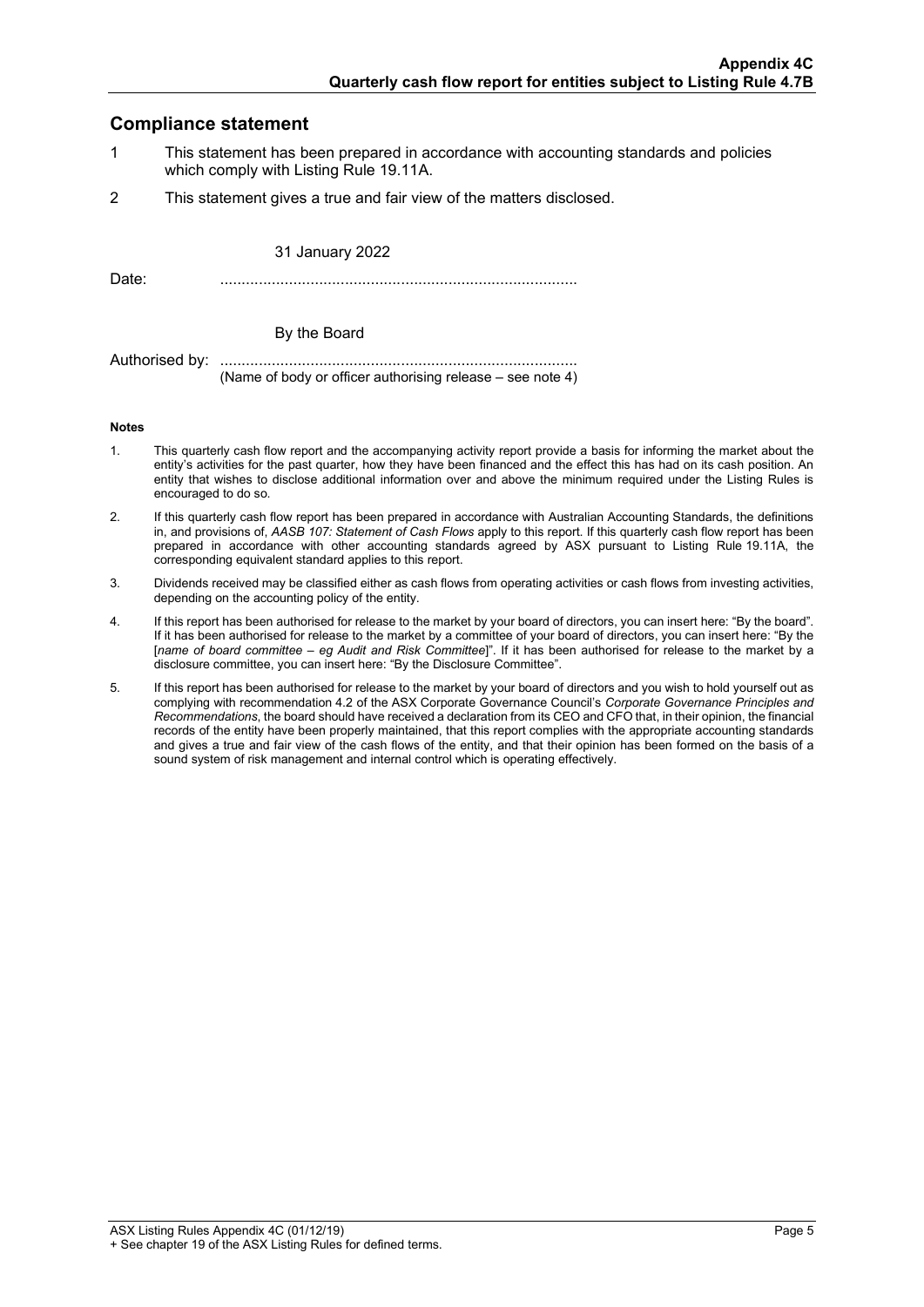## Compliance statement

1 This statement has been prepared in accordance with accounting standards and policies which comply with Listing Rule 19.11A.

2 This statement gives a true and fair view of the matters disclosed.

Date: 31 January 2022

Authorised by: By the Board
(Name of body or officer authorising release – see note 4)

#### Notes

1. This quarterly cash flow report and the accompanying activity report provide a basis for informing the market about the entity's activities for the past quarter, how they have been financed and the effect this has had on its cash position. An entity that wishes to disclose additional information over and above the minimum required under the Listing Rules is encouraged to do so.
2. If this quarterly cash flow report has been prepared in accordance with Australian Accounting Standards, the definitions in, and provisions of, *AASB 107: Statement of Cash Flows* apply to this report. If this quarterly cash flow report has been prepared in accordance with other accounting standards agreed by ASX pursuant to Listing Rule 19.11A, the corresponding equivalent standard applies to this report.
3. Dividends received may be classified either as cash flows from operating activities or cash flows from investing activities, depending on the accounting policy of the entity.
4. If this report has been authorised for release to the market by your board of directors, you can insert here: "By the board". If it has been authorised for release to the market by a committee of your board of directors, you can insert here: "By the [*name of board committee – eg Audit and Risk Committee*]". If it has been authorised for release to the market by a disclosure committee, you can insert here: "By the Disclosure Committee".
5. If this report has been authorised for release to the market by your board of directors and you wish to hold yourself out as complying with recommendation 4.2 of the ASX Corporate Governance Council's *Corporate Governance Principles and Recommendations*, the board should have received a declaration from its CEO and CFO that, in their opinion, the financial records of the entity have been properly maintained, that this report complies with the appropriate accounting standards and gives a true and fair view of the cash flows of the entity, and that their opinion has been formed on the basis of a sound system of risk management and internal control which is operating effectively.